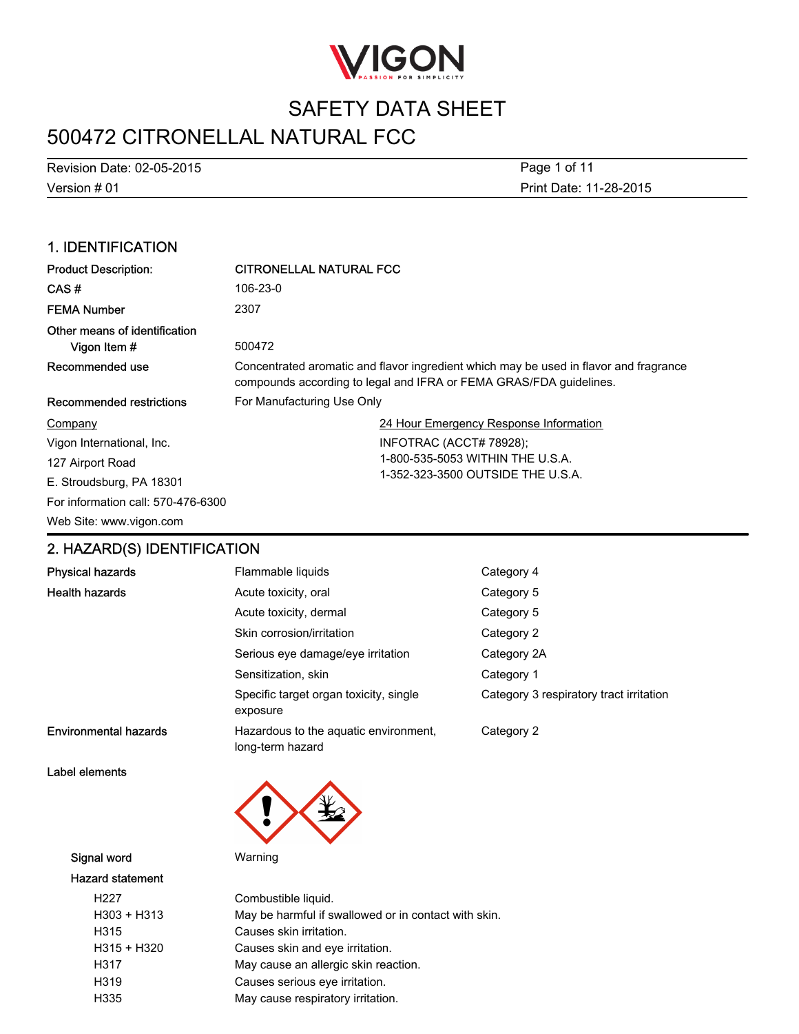# SAFETY DATA SHEET

# 500472 CITRONELLAL NATURAL FCC

Revision Date: 02-05-2015
Version # 01
Print Date: 11-28-2015

## 1. IDENTIFICATION

| | |
|---|---|
| **Product Description:** | **CITRONELLAL NATURAL FCC** |
| **CAS #** | 106-23-0 |
| **FEMA Number** | 2307 |
| **Other means of identification** | |
| **Vigon Item #** | 500472 |
| **Recommended use** | Concentrated aromatic and flavor ingredient which may be used in flavor and fragrance compounds according to legal and IFRA or FEMA GRAS/FDA guidelines. |
| **Recommended restrictions** | For Manufacturing Use Only |

**Company**
Vigon International, Inc.
127 Airport Road
E. Stroudsburg, PA 18301
For information call: 570-476-6300
Web Site: www.vigon.com

**24 Hour Emergency Response Information**
INFOTRAC (ACCT# 78928);
1-800-535-5053 WITHIN THE U.S.A.
1-352-323-3500 OUTSIDE THE U.S.A.

## 2. HAZARD(S) IDENTIFICATION

| | | |
|---|---|---|
| **Physical hazards** | Flammable liquids | Category 4 |
| **Health hazards** | Acute toxicity, oral | Category 5 |
| | Acute toxicity, dermal | Category 5 |
| | Skin corrosion/irritation | Category 2 |
| | Serious eye damage/eye irritation | Category 2A |
| | Sensitization, skin | Category 1 |
| | Specific target organ toxicity, single exposure | Category 3 respiratory tract irritation |
| **Environmental hazards** | Hazardous to the aquatic environment, long-term hazard | Category 2 |

**Label elements**

**Signal word** Warning

**Hazard statement**

| | |
|---|---|
| H227 | Combustible liquid. |
| H303 + H313 | May be harmful if swallowed or in contact with skin. |
| H315 | Causes skin irritation. |
| H315 + H320 | Causes skin and eye irritation. |
| H317 | May cause an allergic skin reaction. |
| H319 | Causes serious eye irritation. |
| H335 | May cause respiratory irritation. |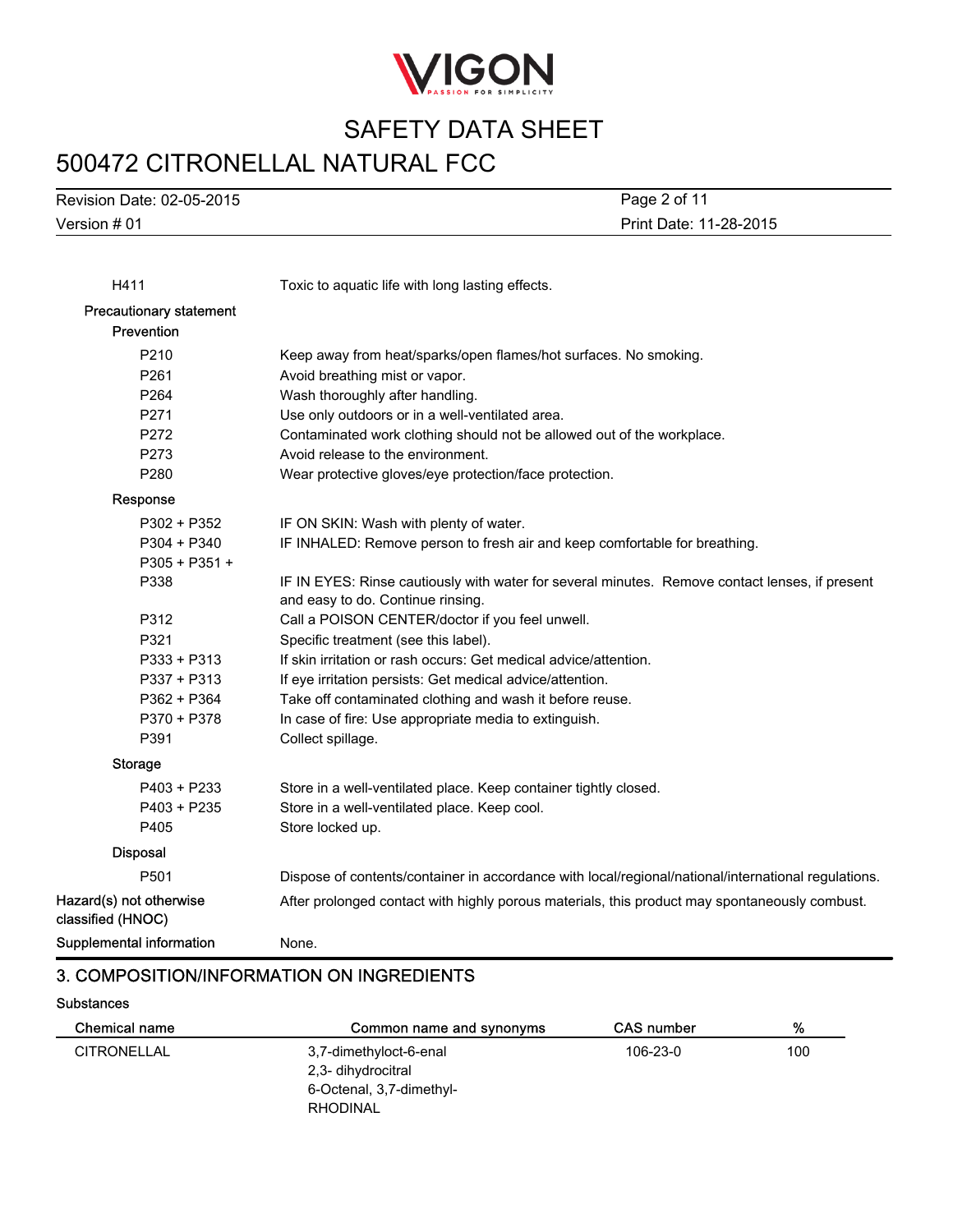| | |
|---|---|
| H411 | Toxic to aquatic life with long lasting effects. |

**Precautionary statement**

**Prevention**

| | |
|---|---|
| P210 | Keep away from heat/sparks/open flames/hot surfaces. No smoking. |
| P261 | Avoid breathing mist or vapor. |
| P264 | Wash thoroughly after handling. |
| P271 | Use only outdoors or in a well-ventilated area. |
| P272 | Contaminated work clothing should not be allowed out of the workplace. |
| P273 | Avoid release to the environment. |
| P280 | Wear protective gloves/eye protection/face protection. |

**Response**

| | |
|---|---|
| P302 + P352 | IF ON SKIN: Wash with plenty of water. |
| P304 + P340 | IF INHALED: Remove person to fresh air and keep comfortable for breathing. |
| P305 + P351 + P338 | IF IN EYES: Rinse cautiously with water for several minutes. Remove contact lenses, if present and easy to do. Continue rinsing. |
| P312 | Call a POISON CENTER/doctor if you feel unwell. |
| P321 | Specific treatment (see this label). |
| P333 + P313 | If skin irritation or rash occurs: Get medical advice/attention. |
| P337 + P313 | If eye irritation persists: Get medical advice/attention. |
| P362 + P364 | Take off contaminated clothing and wash it before reuse. |
| P370 + P378 | In case of fire: Use appropriate media to extinguish. |
| P391 | Collect spillage. |

**Storage**

| | |
|---|---|
| P403 + P233 | Store in a well-ventilated place. Keep container tightly closed. |
| P403 + P235 | Store in a well-ventilated place. Keep cool. |
| P405 | Store locked up. |

**Disposal**

| | |
|---|---|
| P501 | Dispose of contents/container in accordance with local/regional/national/international regulations. |

**Hazard(s) not otherwise classified (HNOC)**: After prolonged contact with highly porous materials, this product may spontaneously combust.

**Supplemental information**: None.

## 3. COMPOSITION/INFORMATION ON INGREDIENTS

**Substances**

| Chemical name | Common name and synonyms | CAS number | % |
|---|---|---|---|
| CITRONELLAL | 3,7-dimethyloct-6-enal<br>2,3- dihydrocitral<br>6-Octenal, 3,7-dimethyl-<br>RHODINAL | 106-23-0 | 100 |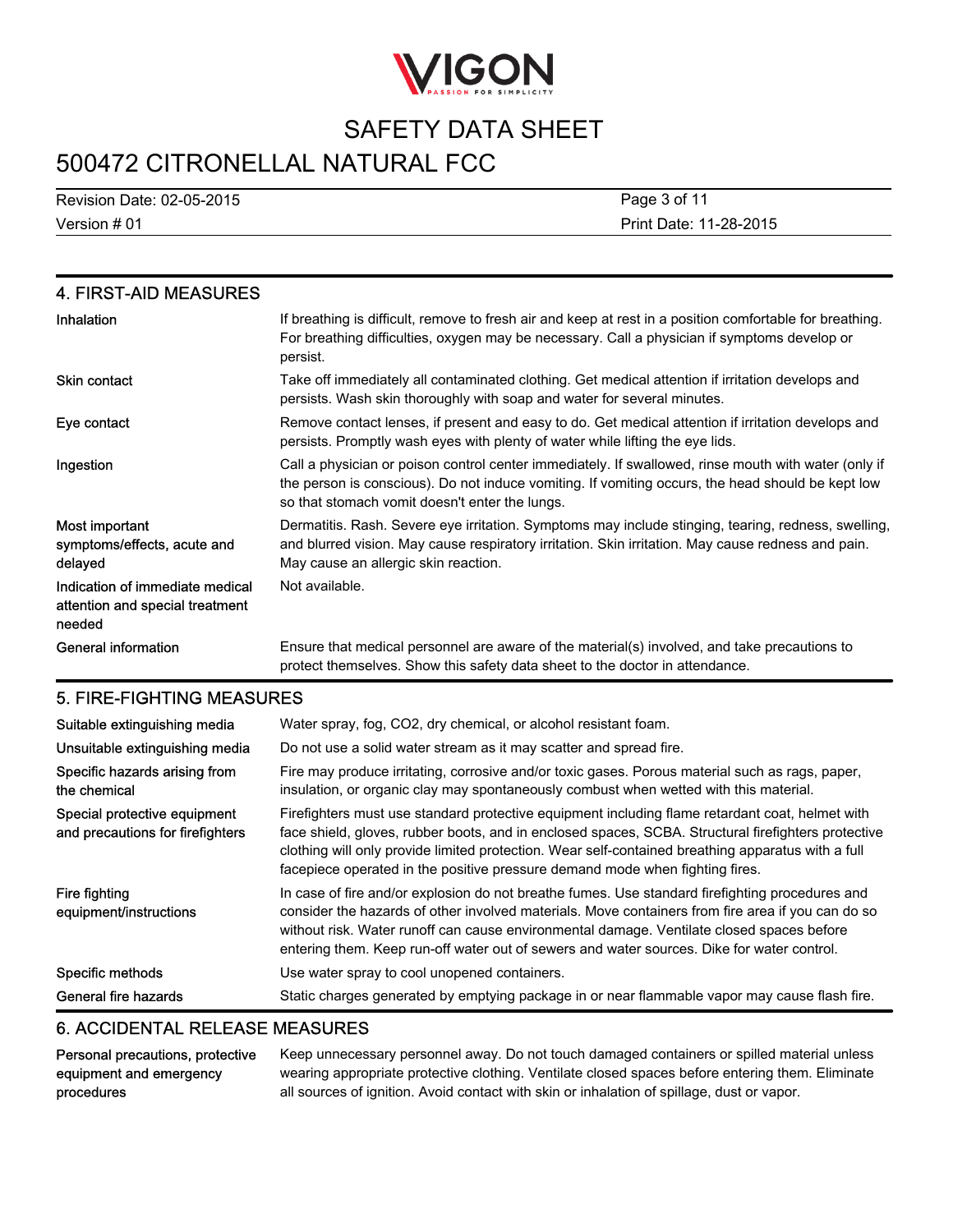## 4. FIRST-AID MEASURES

| | |
|---|---|
| Inhalation | If breathing is difficult, remove to fresh air and keep at rest in a position comfortable for breathing. For breathing difficulties, oxygen may be necessary. Call a physician if symptoms develop or persist. |
| Skin contact | Take off immediately all contaminated clothing. Get medical attention if irritation develops and persists. Wash skin thoroughly with soap and water for several minutes. |
| Eye contact | Remove contact lenses, if present and easy to do. Get medical attention if irritation develops and persists. Promptly wash eyes with plenty of water while lifting the eye lids. |
| Ingestion | Call a physician or poison control center immediately. If swallowed, rinse mouth with water (only if the person is conscious). Do not induce vomiting. If vomiting occurs, the head should be kept low so that stomach vomit doesn't enter the lungs. |
| Most important symptoms/effects, acute and delayed | Dermatitis. Rash. Severe eye irritation. Symptoms may include stinging, tearing, redness, swelling, and blurred vision. May cause respiratory irritation. Skin irritation. May cause redness and pain. May cause an allergic skin reaction. |
| Indication of immediate medical attention and special treatment needed | Not available. |
| General information | Ensure that medical personnel are aware of the material(s) involved, and take precautions to protect themselves. Show this safety data sheet to the doctor in attendance. |

## 5. FIRE-FIGHTING MEASURES

| | |
|---|---|
| Suitable extinguishing media | Water spray, fog, CO2, dry chemical, or alcohol resistant foam. |
| Unsuitable extinguishing media | Do not use a solid water stream as it may scatter and spread fire. |
| Specific hazards arising from the chemical | Fire may produce irritating, corrosive and/or toxic gases. Porous material such as rags, paper, insulation, or organic clay may spontaneously combust when wetted with this material. |
| Special protective equipment and precautions for firefighters | Firefighters must use standard protective equipment including flame retardant coat, helmet with face shield, gloves, rubber boots, and in enclosed spaces, SCBA. Structural firefighters protective clothing will only provide limited protection. Wear self-contained breathing apparatus with a full facepiece operated in the positive pressure demand mode when fighting fires. |
| Fire fighting equipment/instructions | In case of fire and/or explosion do not breathe fumes. Use standard firefighting procedures and consider the hazards of other involved materials. Move containers from fire area if you can do so without risk. Water runoff can cause environmental damage. Ventilate closed spaces before entering them. Keep run-off water out of sewers and water sources. Dike for water control. |
| Specific methods | Use water spray to cool unopened containers. |
| General fire hazards | Static charges generated by emptying package in or near flammable vapor may cause flash fire. |

## 6. ACCIDENTAL RELEASE MEASURES

| | |
|---|---|
| Personal precautions, protective equipment and emergency procedures | Keep unnecessary personnel away. Do not touch damaged containers or spilled material unless wearing appropriate protective clothing. Ventilate closed spaces before entering them. Eliminate all sources of ignition. Avoid contact with skin or inhalation of spillage, dust or vapor. |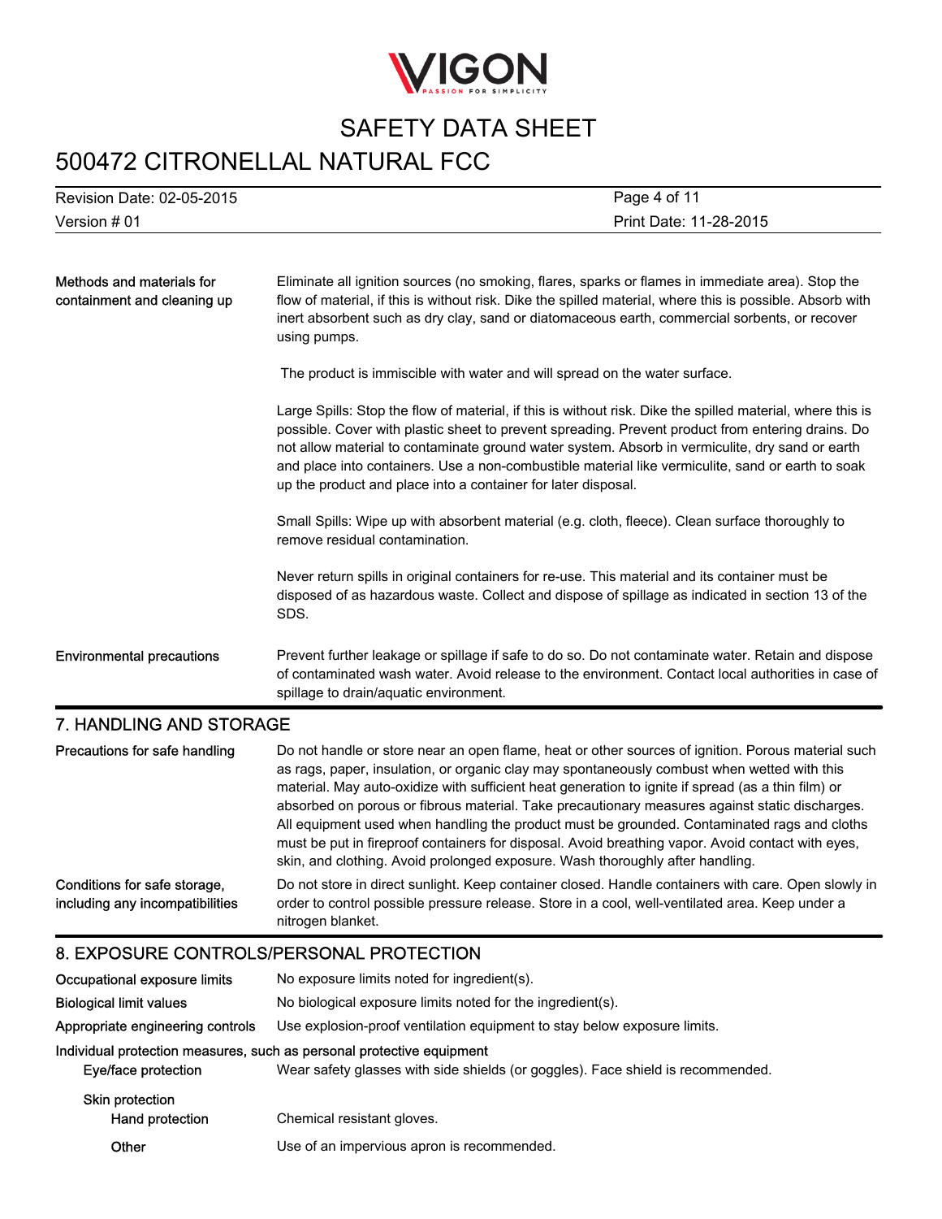**Methods and materials for containment and cleaning up**

Eliminate all ignition sources (no smoking, flares, sparks or flames in immediate area). Stop the flow of material, if this is without risk. Dike the spilled material, where this is possible. Absorb with inert absorbent such as dry clay, sand or diatomaceous earth, commercial sorbents, or recover using pumps.

The product is immiscible with water and will spread on the water surface.

Large Spills: Stop the flow of material, if this is without risk. Dike the spilled material, where this is possible. Cover with plastic sheet to prevent spreading. Prevent product from entering drains. Do not allow material to contaminate ground water system. Absorb in vermiculite, dry sand or earth and place into containers. Use a non-combustible material like vermiculite, sand or earth to soak up the product and place into a container for later disposal.

Small Spills: Wipe up with absorbent material (e.g. cloth, fleece). Clean surface thoroughly to remove residual contamination.

Never return spills in original containers for re-use. This material and its container must be disposed of as hazardous waste. Collect and dispose of spillage as indicated in section 13 of the SDS.

**Environmental precautions**

Prevent further leakage or spillage if safe to do so. Do not contaminate water. Retain and dispose of contaminated wash water. Avoid release to the environment. Contact local authorities in case of spillage to drain/aquatic environment.

## 7. HANDLING AND STORAGE

**Precautions for safe handling**

Do not handle or store near an open flame, heat or other sources of ignition. Porous material such as rags, paper, insulation, or organic clay may spontaneously combust when wetted with this material. May auto-oxidize with sufficient heat generation to ignite if spread (as a thin film) or absorbed on porous or fibrous material. Take precautionary measures against static discharges. All equipment used when handling the product must be grounded. Contaminated rags and cloths must be put in fireproof containers for disposal. Avoid breathing vapor. Avoid contact with eyes, skin, and clothing. Avoid prolonged exposure. Wash thoroughly after handling.

**Conditions for safe storage, including any incompatibilities**

Do not store in direct sunlight. Keep container closed. Handle containers with care. Open slowly in order to control possible pressure release. Store in a cool, well-ventilated area. Keep under a nitrogen blanket.

## 8. EXPOSURE CONTROLS/PERSONAL PROTECTION

**Occupational exposure limits**

No exposure limits noted for ingredient(s).

**Biological limit values**

No biological exposure limits noted for the ingredient(s).

**Appropriate engineering controls**

Use explosion-proof ventilation equipment to stay below exposure limits.

**Individual protection measures, such as personal protective equipment**

**Eye/face protection**

Wear safety glasses with side shields (or goggles). Face shield is recommended.

**Skin protection**

**Hand protection**

Chemical resistant gloves.

**Other**

Use of an impervious apron is recommended.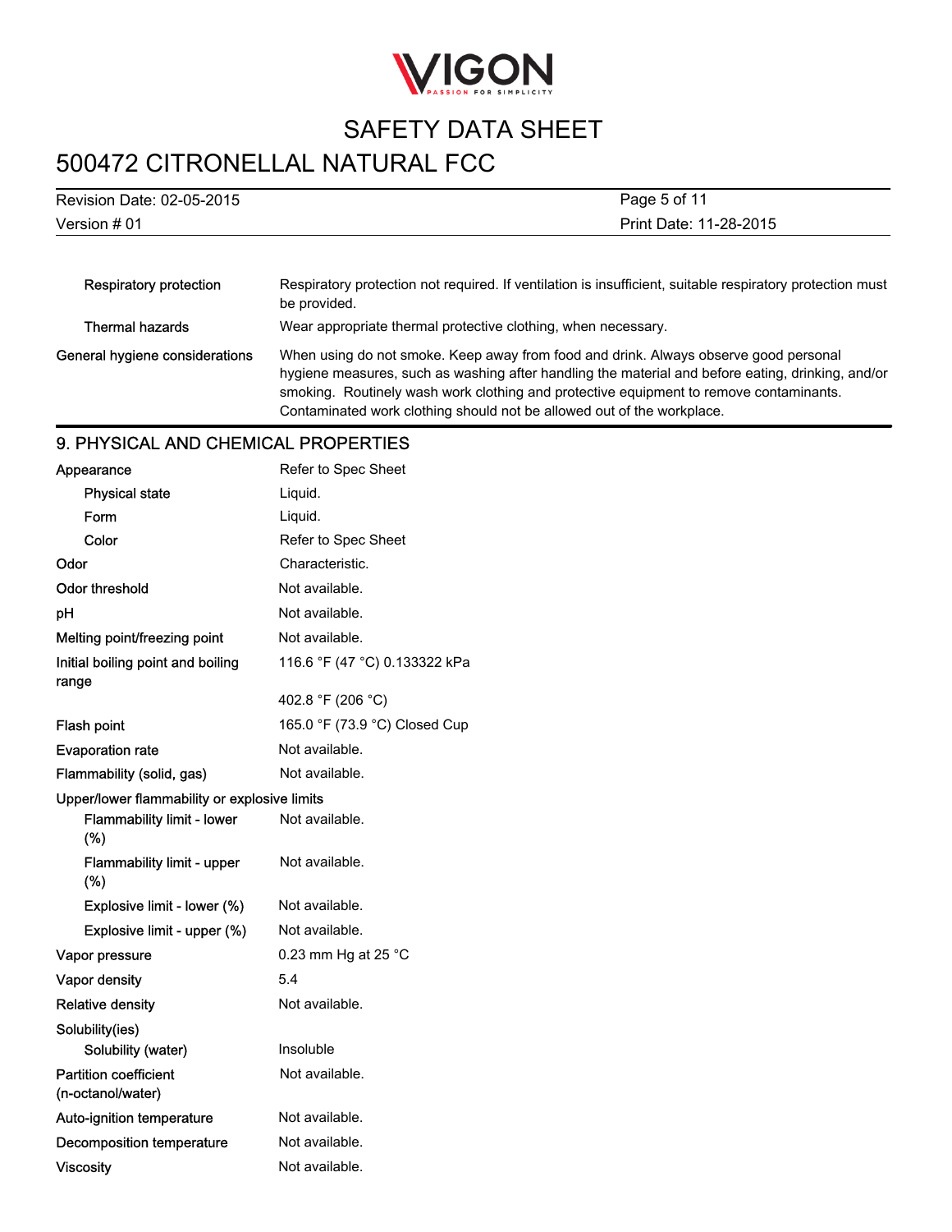| | |
|---|---|
| Respiratory protection | Respiratory protection not required. If ventilation is insufficient, suitable respiratory protection must be provided. |
| Thermal hazards | Wear appropriate thermal protective clothing, when necessary. |
| General hygiene considerations | When using do not smoke. Keep away from food and drink. Always observe good personal hygiene measures, such as washing after handling the material and before eating, drinking, and/or smoking. Routinely wash work clothing and protective equipment to remove contaminants. Contaminated work clothing should not be allowed out of the workplace. |

## 9. PHYSICAL AND CHEMICAL PROPERTIES

| | |
|---|---|
| Appearance | Refer to Spec Sheet |
| Physical state | Liquid. |
| Form | Liquid. |
| Color | Refer to Spec Sheet |
| Odor | Characteristic. |
| Odor threshold | Not available. |
| pH | Not available. |
| Melting point/freezing point | Not available. |
| Initial boiling point and boiling range | 116.6 °F (47 °C) 0.133322 kPa |
| | 402.8 °F (206 °C) |
| Flash point | 165.0 °F (73.9 °C) Closed Cup |
| Evaporation rate | Not available. |
| Flammability (solid, gas) | Not available. |
| **Upper/lower flammability or explosive limits** | |
| Flammability limit - lower (%) | Not available. |
| Flammability limit - upper (%) | Not available. |
| Explosive limit - lower (%) | Not available. |
| Explosive limit - upper (%) | Not available. |
| Vapor pressure | 0.23 mm Hg at 25 °C |
| Vapor density | 5.4 |
| Relative density | Not available. |
| **Solubility(ies)** | |
| Solubility (water) | Insoluble |
| Partition coefficient (n-octanol/water) | Not available. |
| Auto-ignition temperature | Not available. |
| Decomposition temperature | Not available. |
| Viscosity | Not available. |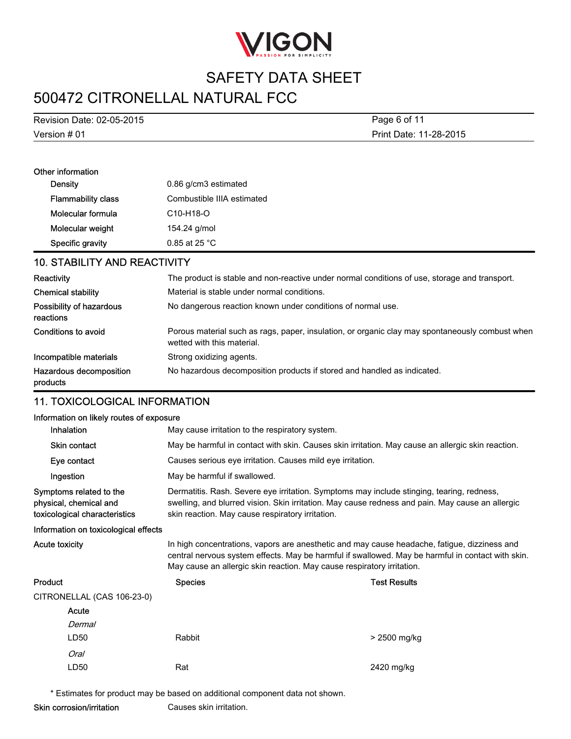### Other information

| | |
|---|---|
| Density | 0.86 g/cm3 estimated |
| Flammability class | Combustible IIIA estimated |
| Molecular formula | C10-H18-O |
| Molecular weight | 154.24 g/mol |
| Specific gravity | 0.85 at 25 °C |

## 10. STABILITY AND REACTIVITY

| | |
|---|---|
| Reactivity | The product is stable and non-reactive under normal conditions of use, storage and transport. |
| Chemical stability | Material is stable under normal conditions. |
| Possibility of hazardous reactions | No dangerous reaction known under conditions of normal use. |
| Conditions to avoid | Porous material such as rags, paper, insulation, or organic clay may spontaneously combust when wetted with this material. |
| Incompatible materials | Strong oxidizing agents. |
| Hazardous decomposition products | No hazardous decomposition products if stored and handled as indicated. |

## 11. TOXICOLOGICAL INFORMATION

### Information on likely routes of exposure

| | |
|---|---|
| Inhalation | May cause irritation to the respiratory system. |
| Skin contact | May be harmful in contact with skin. Causes skin irritation. May cause an allergic skin reaction. |
| Eye contact | Causes serious eye irritation. Causes mild eye irritation. |
| Ingestion | May be harmful if swallowed. |
| Symptoms related to the physical, chemical and toxicological characteristics | Dermatitis. Rash. Severe eye irritation. Symptoms may include stinging, tearing, redness, swelling, and blurred vision. Skin irritation. May cause redness and pain. May cause an allergic skin reaction. May cause respiratory irritation. |

### Information on toxicological effects

**Acute toxicity**: In high concentrations, vapors are anesthetic and may cause headache, fatigue, dizziness and central nervous system effects. May be harmful if swallowed. May be harmful in contact with skin. May cause an allergic skin reaction. May cause respiratory irritation.

| Product | Species | Test Results |
|---|---|---|
| CITRONELLAL (CAS 106-23-0) | | |
| **Acute** | | |
| *Dermal* | | |
| LD50 | Rabbit | > 2500 mg/kg |
| *Oral* | | |
| LD50 | Rat | 2420 mg/kg |

\* Estimates for product may be based on additional component data not shown.

**Skin corrosion/irritation**: Causes skin irritation.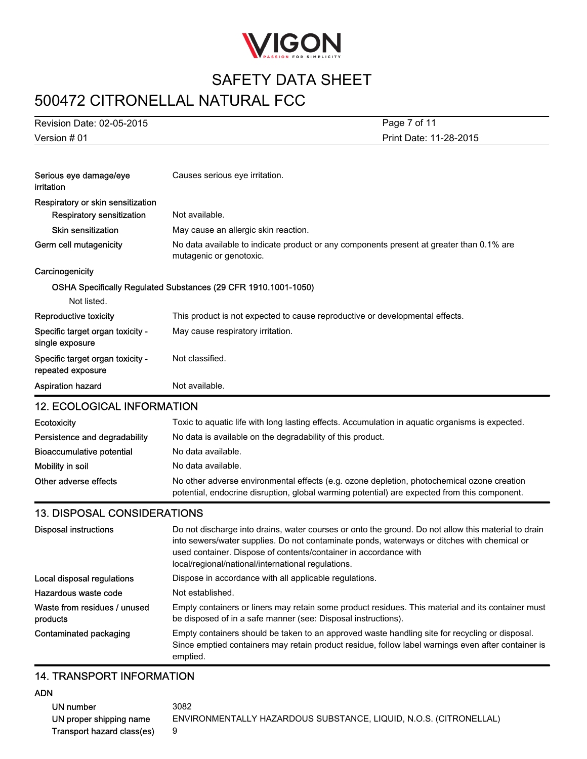| | |
|---|---|
| Serious eye damage/eye irritation | Causes serious eye irritation. |
| **Respiratory or skin sensitization** | |
| Respiratory sensitization | Not available. |
| Skin sensitization | May cause an allergic skin reaction. |
| Germ cell mutagenicity | No data available to indicate product or any components present at greater than 0.1% are mutagenic or genotoxic. |
| **Carcinogenicity** | |

**OSHA Specifically Regulated Substances (29 CFR 1910.1001-1050)**

Not listed.

| | |
|---|---|
| Reproductive toxicity | This product is not expected to cause reproductive or developmental effects. |
| Specific target organ toxicity - single exposure | May cause respiratory irritation. |
| Specific target organ toxicity - repeated exposure | Not classified. |
| Aspiration hazard | Not available. |

## 12. ECOLOGICAL INFORMATION

| | |
|---|---|
| Ecotoxicity | Toxic to aquatic life with long lasting effects. Accumulation in aquatic organisms is expected. |
| Persistence and degradability | No data is available on the degradability of this product. |
| Bioaccumulative potential | No data available. |
| Mobility in soil | No data available. |
| Other adverse effects | No other adverse environmental effects (e.g. ozone depletion, photochemical ozone creation potential, endocrine disruption, global warming potential) are expected from this component. |

## 13. DISPOSAL CONSIDERATIONS

| | |
|---|---|
| Disposal instructions | Do not discharge into drains, water courses or onto the ground. Do not allow this material to drain into sewers/water supplies. Do not contaminate ponds, waterways or ditches with chemical or used container. Dispose of contents/container in accordance with local/regional/national/international regulations. |
| Local disposal regulations | Dispose in accordance with all applicable regulations. |
| Hazardous waste code | Not established. |
| Waste from residues / unused products | Empty containers or liners may retain some product residues. This material and its container must be disposed of in a safe manner (see: Disposal instructions). |
| Contaminated packaging | Empty containers should be taken to an approved waste handling site for recycling or disposal. Since emptied containers may retain product residue, follow label warnings even after container is emptied. |

## 14. TRANSPORT INFORMATION

**ADN**

| | |
|---|---|
| UN number | 3082 |
| UN proper shipping name | ENVIRONMENTALLY HAZARDOUS SUBSTANCE, LIQUID, N.O.S. (CITRONELLAL) |
| Transport hazard class(es) | 9 |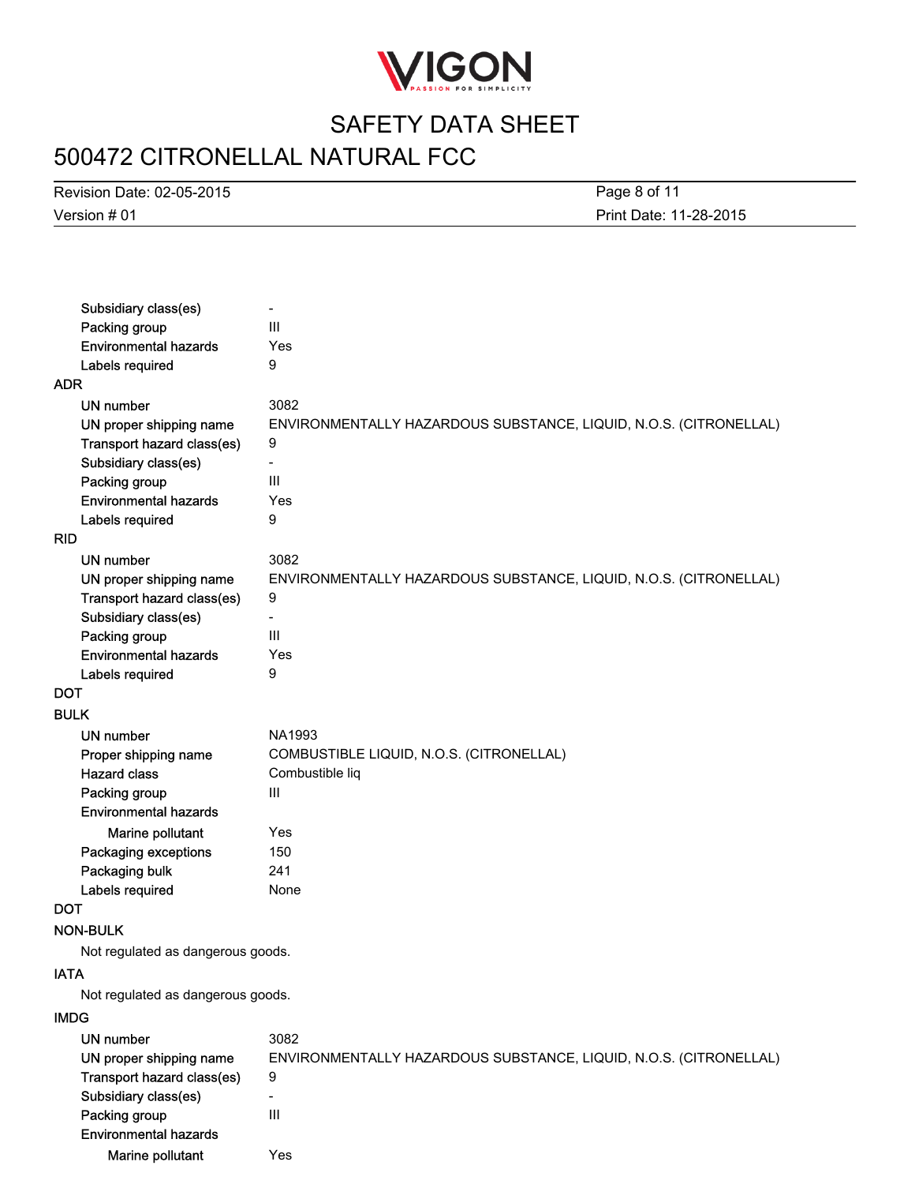| | |
|---|---|
| Subsidiary class(es) | - |
| Packing group | III |
| Environmental hazards | Yes |
| Labels required | 9 |

**ADR**

| | |
|---|---|
| UN number | 3082 |
| UN proper shipping name | ENVIRONMENTALLY HAZARDOUS SUBSTANCE, LIQUID, N.O.S. (CITRONELLAL) |
| Transport hazard class(es) | 9 |
| Subsidiary class(es) | - |
| Packing group | III |
| Environmental hazards | Yes |
| Labels required | 9 |

**RID**

| | |
|---|---|
| UN number | 3082 |
| UN proper shipping name | ENVIRONMENTALLY HAZARDOUS SUBSTANCE, LIQUID, N.O.S. (CITRONELLAL) |
| Transport hazard class(es) | 9 |
| Subsidiary class(es) | - |
| Packing group | III |
| Environmental hazards | Yes |
| Labels required | 9 |

**DOT**

**BULK**

| | |
|---|---|
| UN number | NA1993 |
| Proper shipping name | COMBUSTIBLE LIQUID, N.O.S. (CITRONELLAL) |
| Hazard class | Combustible liq |
| Packing group | III |
| Environmental hazards | |
| Marine pollutant | Yes |
| Packaging exceptions | 150 |
| Packaging bulk | 241 |
| Labels required | None |

**DOT**

**NON-BULK**

Not regulated as dangerous goods.

**IATA**

Not regulated as dangerous goods.

**IMDG**

| | |
|---|---|
| UN number | 3082 |
| UN proper shipping name | ENVIRONMENTALLY HAZARDOUS SUBSTANCE, LIQUID, N.O.S. (CITRONELLAL) |
| Transport hazard class(es) | 9 |
| Subsidiary class(es) | - |
| Packing group | III |
| Environmental hazards | |
| Marine pollutant | Yes |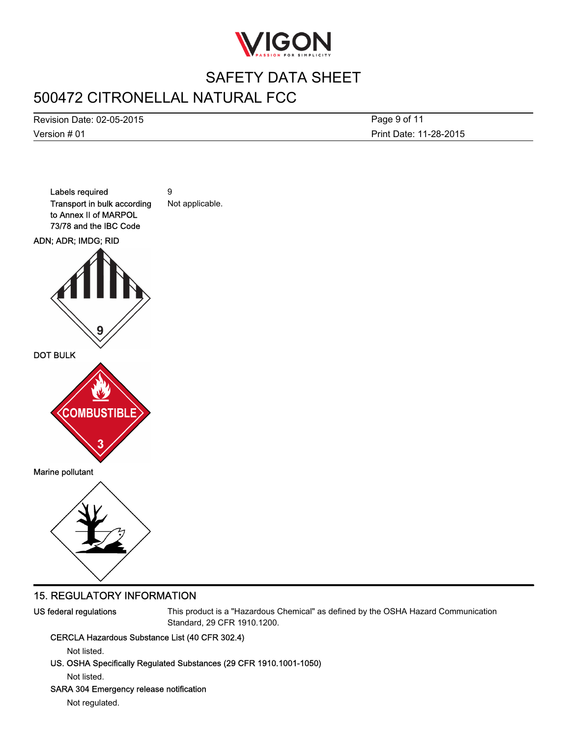| | |
|---|---|
| Labels required | 9 |
| Transport in bulk according to Annex II of MARPOL 73/78 and the IBC Code | Not applicable. |

ADN; ADR; IMDG; RID

DOT BULK

Marine pollutant

## 15. REGULATORY INFORMATION

**US federal regulations**

This product is a "Hazardous Chemical" as defined by the OSHA Hazard Communication Standard, 29 CFR 1910.1200.

**CERCLA Hazardous Substance List (40 CFR 302.4)**

Not listed.

**US. OSHA Specifically Regulated Substances (29 CFR 1910.1001-1050)**

Not listed.

**SARA 304 Emergency release notification**

Not regulated.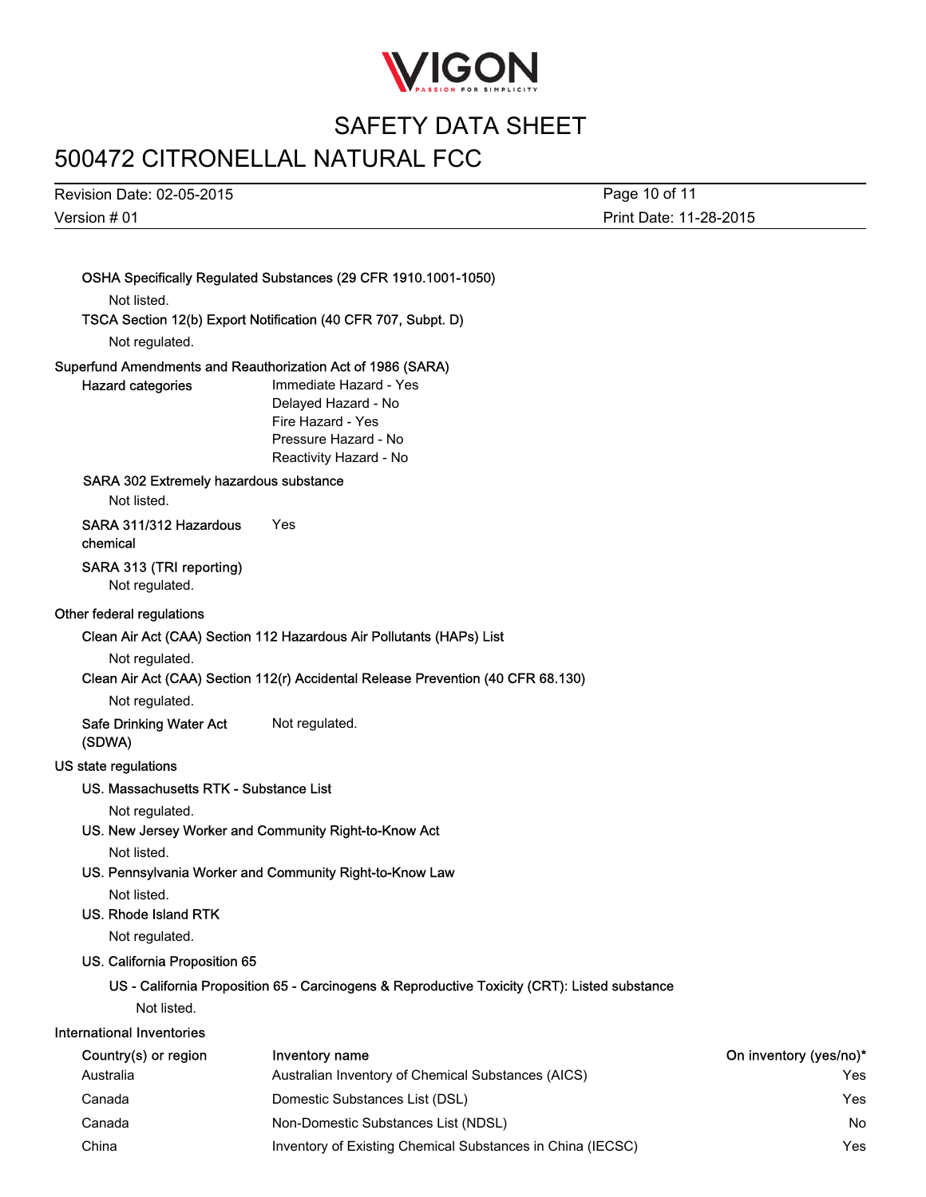**OSHA Specifically Regulated Substances (29 CFR 1910.1001-1050)**

Not listed.

**TSCA Section 12(b) Export Notification (40 CFR 707, Subpt. D)**

Not regulated.

**Superfund Amendments and Reauthorization Act of 1986 (SARA)**

**Hazard categories**
- Immediate Hazard - Yes
- Delayed Hazard - No
- Fire Hazard - Yes
- Pressure Hazard - No
- Reactivity Hazard - No

**SARA 302 Extremely hazardous substance**

Not listed.

**SARA 311/312 Hazardous chemical** Yes

**SARA 313 (TRI reporting)**

Not regulated.

**Other federal regulations**

**Clean Air Act (CAA) Section 112 Hazardous Air Pollutants (HAPs) List**

Not regulated.

**Clean Air Act (CAA) Section 112(r) Accidental Release Prevention (40 CFR 68.130)**

Not regulated.

**Safe Drinking Water Act (SDWA)** Not regulated.

**US state regulations**

**US. Massachusetts RTK - Substance List**

Not regulated.

**US. New Jersey Worker and Community Right-to-Know Act**

Not listed.

**US. Pennsylvania Worker and Community Right-to-Know Law**

Not listed.

**US. Rhode Island RTK**

Not regulated.

**US. California Proposition 65**

**US - California Proposition 65 - Carcinogens & Reproductive Toxicity (CRT): Listed substance**

Not listed.

**International Inventories**

| Country(s) or region | Inventory name | On inventory (yes/no)* |
|---|---|---|
| Australia | Australian Inventory of Chemical Substances (AICS) | Yes |
| Canada | Domestic Substances List (DSL) | Yes |
| Canada | Non-Domestic Substances List (NDSL) | No |
| China | Inventory of Existing Chemical Substances in China (IECSC) | Yes |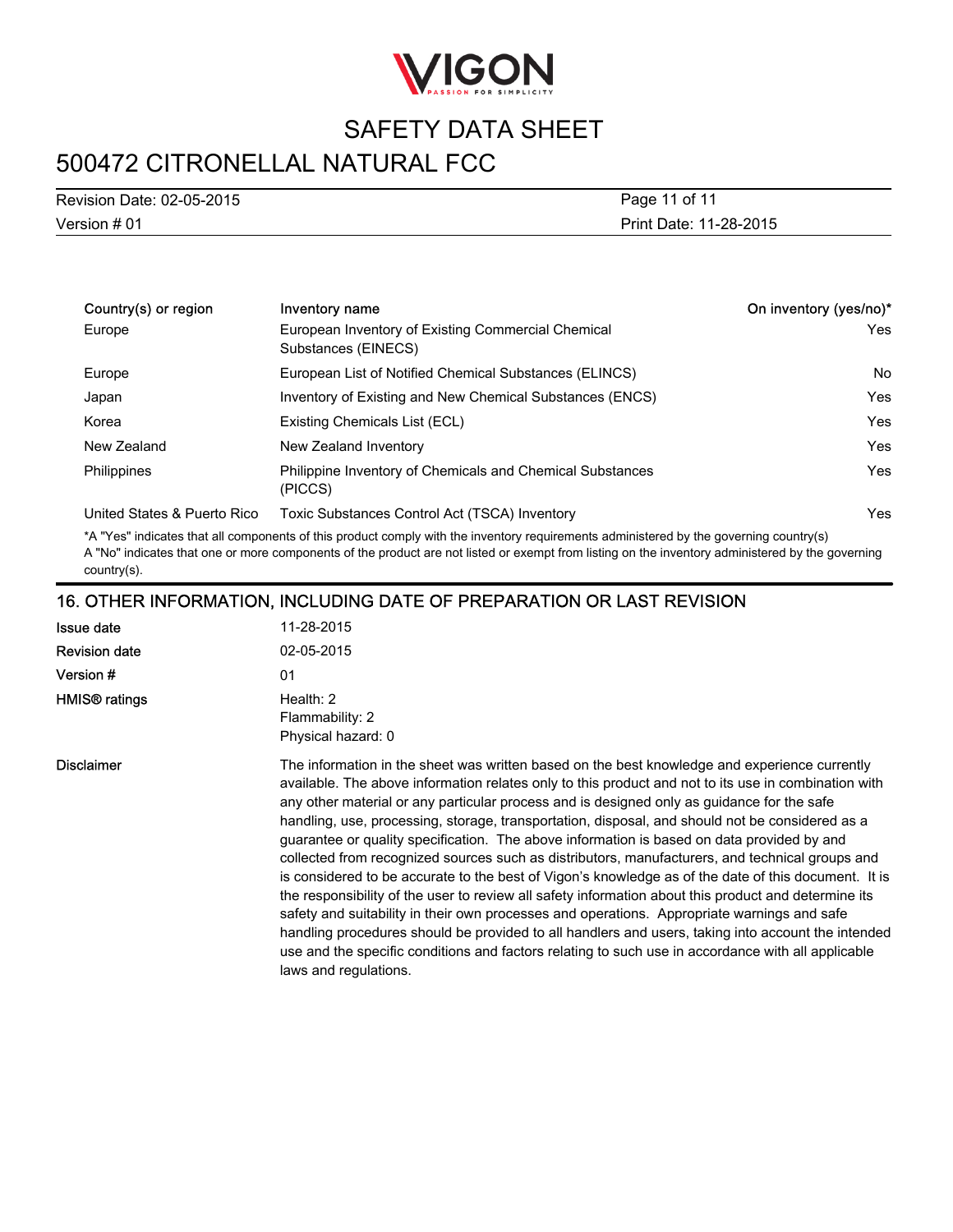| Country(s) or region | Inventory name | On inventory (yes/no)* |
|---|---|---|
| Europe | European Inventory of Existing Commercial Chemical Substances (EINECS) | Yes |
| Europe | European List of Notified Chemical Substances (ELINCS) | No |
| Japan | Inventory of Existing and New Chemical Substances (ENCS) | Yes |
| Korea | Existing Chemicals List (ECL) | Yes |
| New Zealand | New Zealand Inventory | Yes |
| Philippines | Philippine Inventory of Chemicals and Chemical Substances (PICCS) | Yes |
| United States & Puerto Rico | Toxic Substances Control Act (TSCA) Inventory | Yes |

*A "Yes" indicates that all components of this product comply with the inventory requirements administered by the governing country(s)
A "No" indicates that one or more components of the product are not listed or exempt from listing on the inventory administered by the governing country(s).

## 16. OTHER INFORMATION, INCLUDING DATE OF PREPARATION OR LAST REVISION

**Issue date** 11-28-2015

**Revision date** 02-05-2015

**Version #** 01

**HMIS® ratings**
Health: 2
Flammability: 2
Physical hazard: 0

**Disclaimer**
The information in the sheet was written based on the best knowledge and experience currently available. The above information relates only to this product and not to its use in combination with any other material or any particular process and is designed only as guidance for the safe handling, use, processing, storage, transportation, disposal, and should not be considered as a guarantee or quality specification. The above information is based on data provided by and collected from recognized sources such as distributors, manufacturers, and technical groups and is considered to be accurate to the best of Vigon's knowledge as of the date of this document. It is the responsibility of the user to review all safety information about this product and determine its safety and suitability in their own processes and operations. Appropriate warnings and safe handling procedures should be provided to all handlers and users, taking into account the intended use and the specific conditions and factors relating to such use in accordance with all applicable laws and regulations.